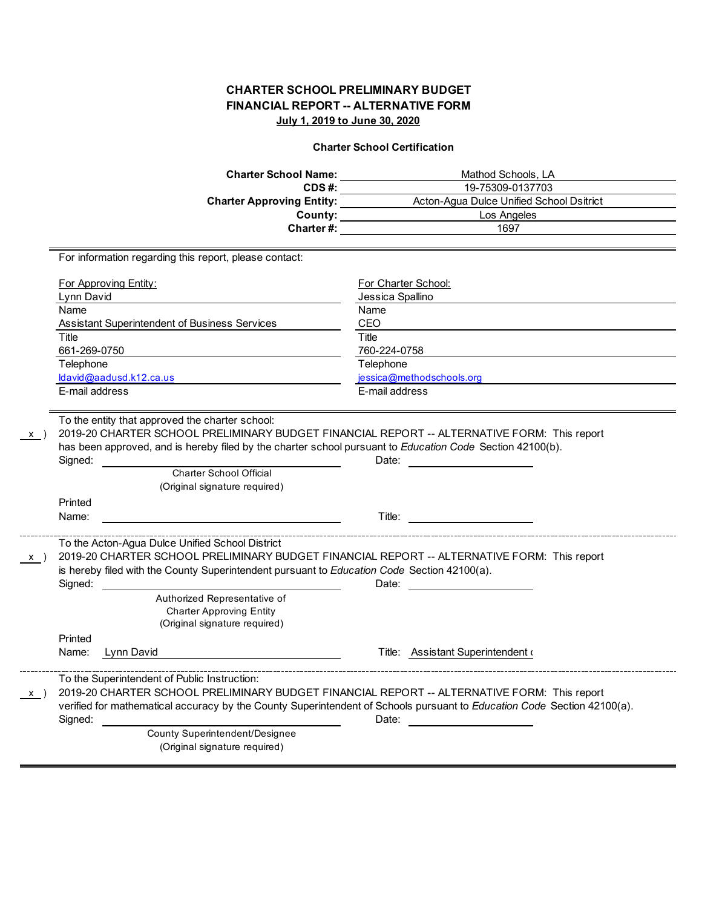# CHARTER SCHOOL PRELIMINARY BUDGET FINANCIAL REPORT -- ALTERNATIVE FORM

**July 1, 2019 to June 30, 2020**

## Charter School Certification

| | |
|---|---|
| **Charter School Name:** | Mathod Schools, LA |
| **CDS #:** | 19-75309-0137703 |
| **Charter Approving Entity:** | Acton-Agua Dulce Unified School Dsitrict |
| **County:** | Los Angeles |
| **Charter #:** | 1697 |

For information regarding this report, please contact:

| For Approving Entity: | For Charter School: |
|---|---|
| Lynn David | Jessica Spallino |
| Name | Name |
| Assistant Superintendent of Business Services | CEO |
| Title | Title |
| 661-269-0750 | 760-224-0758 |
| Telephone | Telephone |
| ldavid@aadusd.k12.ca.us | jessica@methodschools.org |
| E-mail address | E-mail address |

To the entity that approved the charter school:

( x ) 2019-20 CHARTER SCHOOL PRELIMINARY BUDGET FINANCIAL REPORT -- ALTERNATIVE FORM: This report has been approved, and is hereby filed by the charter school pursuant to *Education Code* Section 42100(b).

Signed: ______________________ Date: ______________

Charter School Official
(Original signature required)

Printed Name: ______________________ Title: ______________

---

To the Acton-Agua Dulce Unified School District

( x ) 2019-20 CHARTER SCHOOL PRELIMINARY BUDGET FINANCIAL REPORT -- ALTERNATIVE FORM: This report is hereby filed with the County Superintendent pursuant to *Education Code* Section 42100(a).

Signed: ______________________ Date: ______________

Authorized Representative of
Charter Approving Entity
(Original signature required)

Printed Name: Lynn David Title: Assistant Superintendent o

---

To the Superintendent of Public Instruction:

( x ) 2019-20 CHARTER SCHOOL PRELIMINARY BUDGET FINANCIAL REPORT -- ALTERNATIVE FORM: This report verified for mathematical accuracy by the County Superintendent of Schools pursuant to *Education Code* Section 42100(a).

Signed: ______________________ Date: ______________

County Superintendent/Designee
(Original signature required)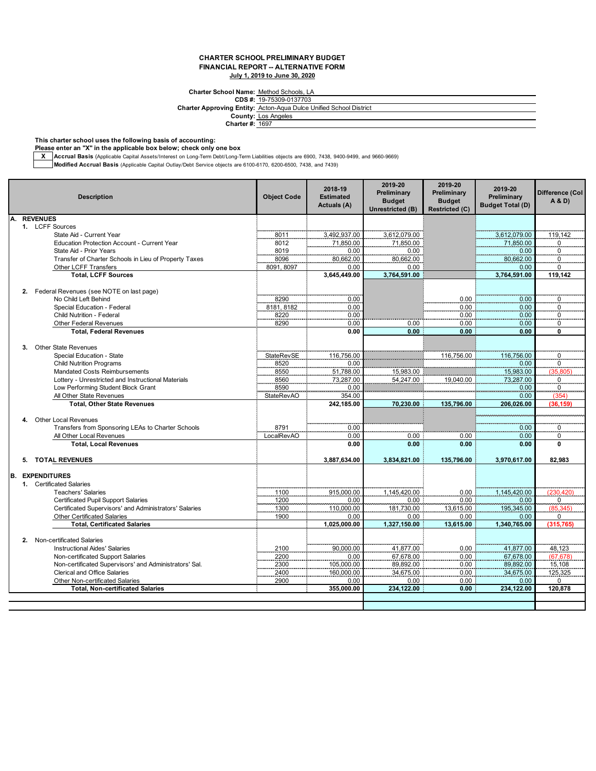**CHARTER SCHOOL PRELIMINARY BUDGET**
**FINANCIAL REPORT -- ALTERNATIVE FORM**
**July 1, 2019 to June 30, 2020**

**Charter School Name:** Method Schools, LA
**CDS #:** 19-75309-0137703
**Charter Approving Entity:** Acton-Aqua Dulce Unified School District
**County:** Los Angeles
**Charter #:** 1697

**This charter school uses the following basis of accounting:**
**Please enter an "X" in the applicable box below; check only one box**

| | |
|---|---|
| X | **Accrual Basis** (Applicable Capital Assets/Interest on Long-Term Debt/Long-Term Liabilities objects are 6900, 7438, 9400-9499, and 9660-9669) |
| | **Modified Accrual Basis** (Applicable Capital Outlay/Debt Service objects are 6100-6170, 6200-6500, 7438, and 7439) |

| Description | Object Code | 2018-19 Estimated Actuals (A) | 2019-20 Preliminary Budget Unrestricted (B) | 2019-20 Preliminary Budget Restricted (C) | 2019-20 Preliminary Budget Total (D) | Difference (Col A & D) |
|---|---|---|---|---|---|---|
| **A. REVENUES** | | | | | | |
| 1. LCFF Sources | | | | | | |
| State Aid - Current Year | 8011 | 3,492,937.00 | 3,612,079.00 | | 3,612,079.00 | 119,142 |
| Education Protection Account - Current Year | 8012 | 71,850.00 | 71,850.00 | | 71,850.00 | 0 |
| State Aid - Prior Years | 8019 | 0.00 | 0.00 | | 0.00 | 0 |
| Transfer of Charter Schools in Lieu of Property Taxes | 8096 | 80,662.00 | 80,662.00 | | 80,662.00 | 0 |
| Other LCFF Transfers | 8091, 8097 | 0.00 | 0.00 | | 0.00 | 0 |
| **Total, LCFF Sources** | | **3,645,449.00** | **3,764,591.00** | | **3,764,591.00** | **119,142** |
| 2. Federal Revenues (see NOTE on last page) | | | | | | |
| No Child Left Behind | 8290 | 0.00 | | 0.00 | 0.00 | 0 |
| Special Education - Federal | 8181, 8182 | 0.00 | | 0.00 | 0.00 | 0 |
| Child Nutrition - Federal | 8220 | 0.00 | | 0.00 | 0.00 | 0 |
| Other Federal Revenues | 8290 | 0.00 | 0.00 | 0.00 | 0.00 | 0 |
| **Total, Federal Revenues** | | **0.00** | **0.00** | **0.00** | **0.00** | **0** |
| 3. Other State Revenues | | | | | | |
| Special Education - State | StateRevSE | 116,756.00 | | 116,756.00 | 116,756.00 | 0 |
| Child Nutrition Programs | 8520 | 0.00 | | | 0.00 | 0 |
| Mandated Costs Reimbursements | 8550 | 51,788.00 | 15,983.00 | | 15,983.00 | (35,805) |
| Lottery - Unrestricted and Instructional Materials | 8560 | 73,287.00 | 54,247.00 | 19,040.00 | 73,287.00 | 0 |
| Low Performing Student Block Grant | 8590 | 0.00 | | | 0.00 | 0 |
| All Other State Revenues | StateRevAO | 354.00 | | | 0.00 | (354) |
| **Total, Other State Revenues** | | **242,185.00** | **70,230.00** | **135,796.00** | **206,026.00** | **(36,159)** |
| 4. Other Local Revenues | | | | | | |
| Transfers from Sponsoring LEAs to Charter Schools | 8791 | 0.00 | | | 0.00 | 0 |
| All Other Local Revenues | LocalRevAO | 0.00 | 0.00 | 0.00 | 0.00 | 0 |
| **Total, Local Revenues** | | **0.00** | **0.00** | **0.00** | **0.00** | **0** |
| **5. TOTAL REVENUES** | | **3,887,634.00** | **3,834,821.00** | **135,796.00** | **3,970,617.00** | **82,983** |
| **B. EXPENDITURES** | | | | | | |
| 1. Certificated Salaries | | | | | | |
| Teachers' Salaries | 1100 | 915,000.00 | 1,145,420.00 | 0.00 | 1,145,420.00 | (230,420) |
| Certificated Pupil Support Salaries | 1200 | 0.00 | 0.00 | 0.00 | 0.00 | 0 |
| Certificated Supervisors' and Administrators' Salaries | 1300 | 110,000.00 | 181,730.00 | 13,615.00 | 195,345.00 | (85,345) |
| Other Certificated Salaries | 1900 | 0.00 | 0.00 | 0.00 | 0.00 | 0 |
| **Total, Certificated Salaries** | | **1,025,000.00** | **1,327,150.00** | **13,615.00** | **1,340,765.00** | **(315,765)** |
| 2. Non-certificated Salaries | | | | | | |
| Instructional Aides' Salaries | 2100 | 90,000.00 | 41,877.00 | 0.00 | 41,877.00 | 48,123 |
| Non-certificated Support Salaries | 2200 | 0.00 | 67,678.00 | 0.00 | 67,678.00 | (67,678) |
| Non-certificated Supervisors' and Administrators' Sal. | 2300 | 105,000.00 | 89,892.00 | 0.00 | 89,892.00 | 15,108 |
| Clerical and Office Salaries | 2400 | 160,000.00 | 34,675.00 | 0.00 | 34,675.00 | 125,325 |
| Other Non-certificated Salaries | 2900 | 0.00 | 0.00 | 0.00 | 0.00 | 0 |
| **Total, Non-certificated Salaries** | | **355,000.00** | **234,122.00** | **0.00** | **234,122.00** | **120,878** |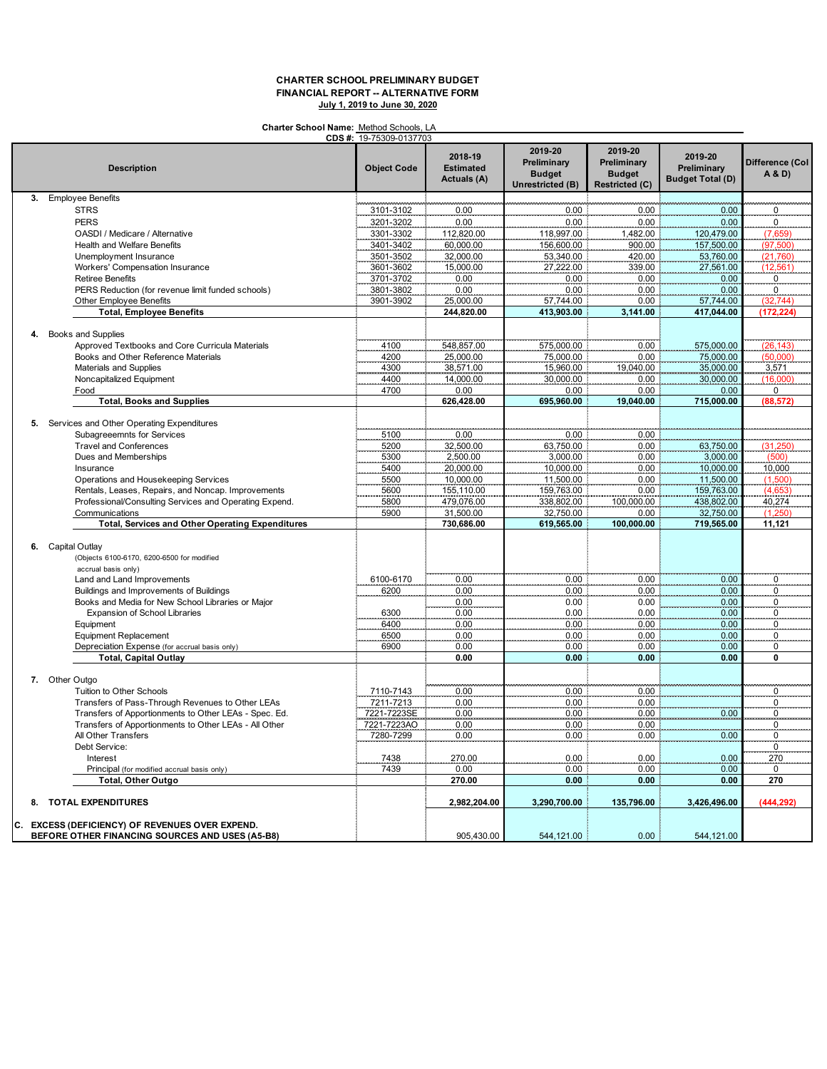**CHARTER SCHOOL PRELIMINARY BUDGET**
**FINANCIAL REPORT -- ALTERNATIVE FORM**
**July 1, 2019 to June 30, 2020**

**Charter School Name:** Method Schools, LA
**CDS #:** 19-75309-0137703

| Description | Object Code | 2018-19 Estimated Actuals (A) | 2019-20 Preliminary Budget Unrestricted (B) | 2019-20 Preliminary Budget Restricted (C) | 2019-20 Preliminary Budget Total (D) | Difference (Col A & D) |
|---|---|---|---|---|---|---|
| **3.** Employee Benefits | | | | | | |
| STRS | 3101-3102 | 0.00 | 0.00 | 0.00 | 0.00 | 0 |
| PERS | 3201-3202 | 0.00 | 0.00 | 0.00 | 0.00 | 0 |
| OASDI / Medicare / Alternative | 3301-3302 | 112,820.00 | 118,997.00 | 1,482.00 | 120,479.00 | (7,659) |
| Health and Welfare Benefits | 3401-3402 | 60,000.00 | 156,600.00 | 900.00 | 157,500.00 | (97,500) |
| Unemployment Insurance | 3501-3502 | 32,000.00 | 53,340.00 | 420.00 | 53,760.00 | (21,760) |
| Workers' Compensation Insurance | 3601-3602 | 15,000.00 | 27,222.00 | 339.00 | 27,561.00 | (12,561) |
| Retiree Benefits | 3701-3702 | 0.00 | 0.00 | 0.00 | 0.00 | 0 |
| PERS Reduction (for revenue limit funded schools) | 3801-3802 | 0.00 | 0.00 | 0.00 | 0.00 | 0 |
| Other Employee Benefits | 3901-3902 | 25,000.00 | 57,744.00 | 0.00 | 57,744.00 | (32,744) |
| **Total, Employee Benefits** | | **244,820.00** | **413,903.00** | **3,141.00** | **417,044.00** | **(172,224)** |
| **4.** Books and Supplies | | | | | | |
| Approved Textbooks and Core Curricula Materials | 4100 | 548,857.00 | 575,000.00 | 0.00 | 575,000.00 | (26,143) |
| Books and Other Reference Materials | 4200 | 25,000.00 | 75,000.00 | 0.00 | 75,000.00 | (50,000) |
| Materials and Supplies | 4300 | 38,571.00 | 15,960.00 | 19,040.00 | 35,000.00 | 3,571 |
| Noncapitalized Equipment | 4400 | 14,000.00 | 30,000.00 | 0.00 | 30,000.00 | (16,000) |
| Food | 4700 | 0.00 | 0.00 | 0.00 | 0.00 | 0 |
| **Total, Books and Supplies** | | **626,428.00** | **695,960.00** | **19,040.00** | **715,000.00** | **(88,572)** |
| **5.** Services and Other Operating Expenditures | | | | | | |
| Subagreeemnts for Services | 5100 | 0.00 | 0.00 | 0.00 | | |
| Travel and Conferences | 5200 | 32,500.00 | 63,750.00 | 0.00 | 63,750.00 | (31,250) |
| Dues and Memberships | 5300 | 2,500.00 | 3,000.00 | 0.00 | 3,000.00 | (500) |
| Insurance | 5400 | 20,000.00 | 10,000.00 | 0.00 | 10,000.00 | 10,000 |
| Operations and Housekeeping Services | 5500 | 10,000.00 | 11,500.00 | 0.00 | 11,500.00 | (1,500) |
| Rentals, Leases, Repairs, and Noncap. Improvements | 5600 | 155,110.00 | 159,763.00 | 0.00 | 159,763.00 | (4,653) |
| Professional/Consulting Services and Operating Expend. | 5800 | 479,076.00 | 338,802.00 | 100,000.00 | 438,802.00 | 40,274 |
| Communications | 5900 | 31,500.00 | 32,750.00 | 0.00 | 32,750.00 | (1,250) |
| **Total, Services and Other Operating Expenditures** | | **730,686.00** | **619,565.00** | **100,000.00** | **719,565.00** | **11,121** |
| **6.** Capital Outlay (Objects 6100-6170, 6200-6500 for modified accrual basis only) | | | | | | |
| Land and Land Improvements | 6100-6170 | 0.00 | 0.00 | 0.00 | 0.00 | 0 |
| Buildings and Improvements of Buildings | 6200 | 0.00 | 0.00 | 0.00 | 0.00 | 0 |
| Books and Media for New School Libraries or Major Expansion of School Libraries | 6300 | 0.00 | 0.00 | 0.00 | 0.00 | 0 |
| Equipment | 6400 | 0.00 | 0.00 | 0.00 | 0.00 | 0 |
| Equipment Replacement | 6500 | 0.00 | 0.00 | 0.00 | 0.00 | 0 |
| Depreciation Expense (for accrual basis only) | 6900 | 0.00 | 0.00 | 0.00 | 0.00 | 0 |
| **Total, Capital Outlay** | | **0.00** | **0.00** | **0.00** | **0.00** | **0** |
| **7.** Other Outgo | | | | | | |
| Tuition to Other Schools | 7110-7143 | 0.00 | 0.00 | 0.00 | | 0 |
| Transfers of Pass-Through Revenues to Other LEAs | 7211-7213 | 0.00 | 0.00 | 0.00 | | 0 |
| Transfers of Apportionments to Other LEAs - Spec. Ed. | 7221-7223SE | 0.00 | 0.00 | 0.00 | 0.00 | 0 |
| Transfers of Apportionments to Other LEAs - All Other | 7221-7223AO | 0.00 | 0.00 | 0.00 | | 0 |
| All Other Transfers | 7280-7299 | 0.00 | 0.00 | 0.00 | 0.00 | 0 |
| Debt Service: | | | | | | 0 |
| Interest | 7438 | 270.00 | 0.00 | 0.00 | 0.00 | 270 |
| Principal (for modified accrual basis only) | 7439 | 0.00 | 0.00 | 0.00 | 0.00 | 0 |
| **Total, Other Outgo** | | **270.00** | **0.00** | **0.00** | **0.00** | **270** |
| **8. TOTAL EXPENDITURES** | | **2,982,204.00** | **3,290,700.00** | **135,796.00** | **3,426,496.00** | **(444,292)** |
| **C. EXCESS (DEFICIENCY) OF REVENUES OVER EXPEND. BEFORE OTHER FINANCING SOURCES AND USES (A5-B8)** | | 905,430.00 | 544,121.00 | 0.00 | 544,121.00 | |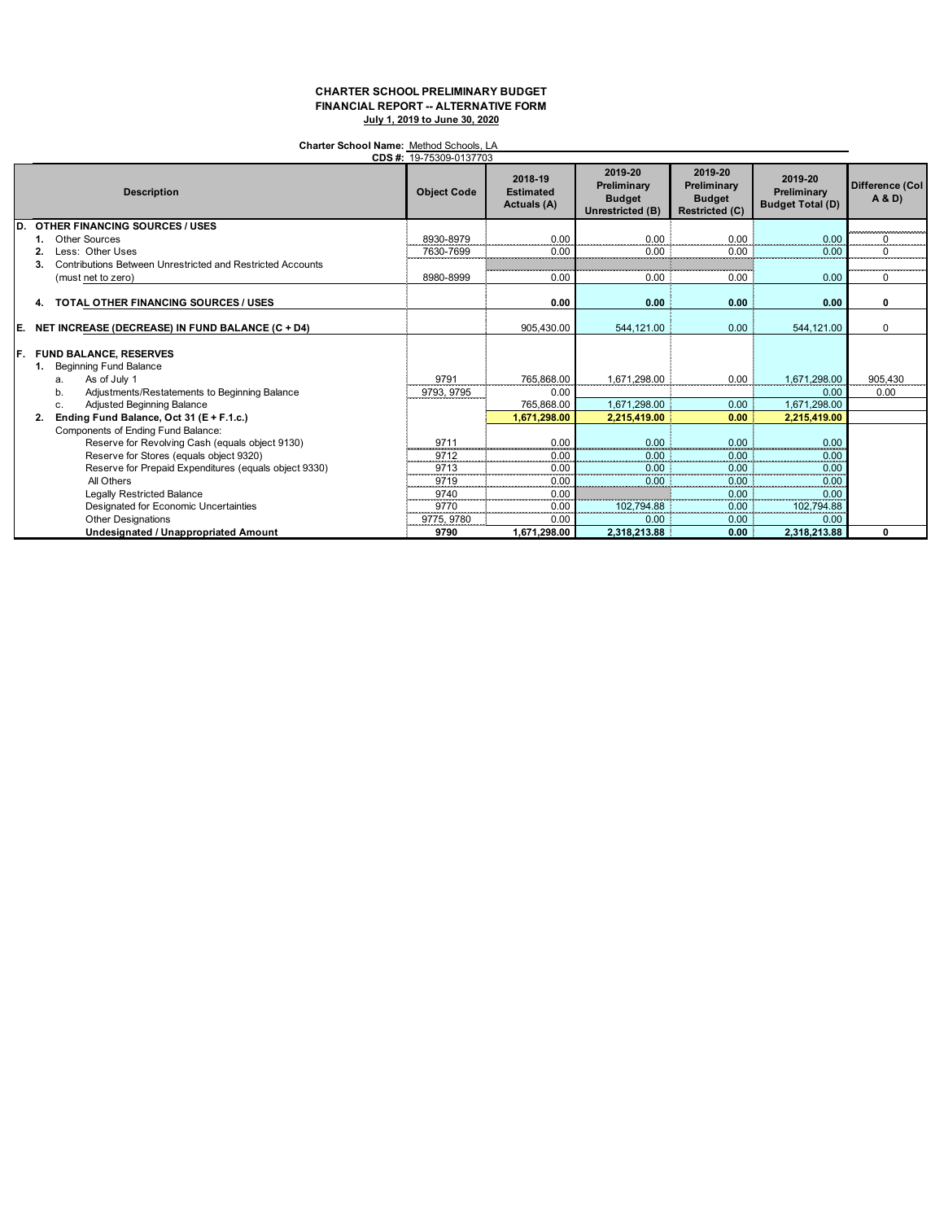**CHARTER SCHOOL PRELIMINARY BUDGET**
**FINANCIAL REPORT -- ALTERNATIVE FORM**
**July 1, 2019 to June 30, 2020**

**Charter School Name:** Method Schools, LA
**CDS #:** 19-75309-0137703

| Description | Object Code | 2018-19 Estimated Actuals (A) | 2019-20 Preliminary Budget Unrestricted (B) | 2019-20 Preliminary Budget Restricted (C) | 2019-20 Preliminary Budget Total (D) | Difference (Col A & D) |
|---|---|---|---|---|---|---|
| **D. OTHER FINANCING SOURCES / USES** | | | | | | |
| 1. Other Sources | 8930-8979 | 0.00 | 0.00 | 0.00 | 0.00 | 0 |
| 2. Less: Other Uses | 7630-7699 | 0.00 | 0.00 | 0.00 | 0.00 | 0 |
| 3. Contributions Between Unrestricted and Restricted Accounts (must net to zero) | 8980-8999 | 0.00 | 0.00 | 0.00 | 0.00 | 0 |
| **4. TOTAL OTHER FINANCING SOURCES / USES** | | **0.00** | **0.00** | **0.00** | **0.00** | **0** |
| **E. NET INCREASE (DECREASE) IN FUND BALANCE (C + D4)** | | 905,430.00 | 544,121.00 | 0.00 | 544,121.00 | 0 |
| **F. FUND BALANCE, RESERVES** | | | | | | |
| 1. Beginning Fund Balance | | | | | | |
| a. As of July 1 | 9791 | 765,868.00 | 1,671,298.00 | 0.00 | 1,671,298.00 | 905,430 |
| b. Adjustments/Restatements to Beginning Balance | 9793, 9795 | 0.00 | | | 0.00 | 0.00 |
| c. Adjusted Beginning Balance | | 765,868.00 | 1,671,298.00 | 0.00 | 1,671,298.00 | |
| **2. Ending Fund Balance, Oct 31 (E + F.1.c.)** | | **1,671,298.00** | **2,215,419.00** | **0.00** | **2,215,419.00** | |
| Components of Ending Fund Balance: | | | | | | |
| Reserve for Revolving Cash (equals object 9130) | 9711 | 0.00 | 0.00 | 0.00 | 0.00 | |
| Reserve for Stores (equals object 9320) | 9712 | 0.00 | 0.00 | 0.00 | 0.00 | |
| Reserve for Prepaid Expenditures (equals object 9330) | 9713 | 0.00 | 0.00 | 0.00 | 0.00 | |
| All Others | 9719 | 0.00 | 0.00 | 0.00 | 0.00 | |
| Legally Restricted Balance | 9740 | 0.00 | | 0.00 | 0.00 | |
| Designated for Economic Uncertainties | 9770 | 0.00 | 102,794.88 | 0.00 | 102,794.88 | |
| Other Designations | 9775, 9780 | 0.00 | 0.00 | 0.00 | 0.00 | |
| **Undesignated / Unappropriated Amount** | **9790** | **1,671,298.00** | **2,318,213.88** | **0.00** | **2,318,213.88** | **0** |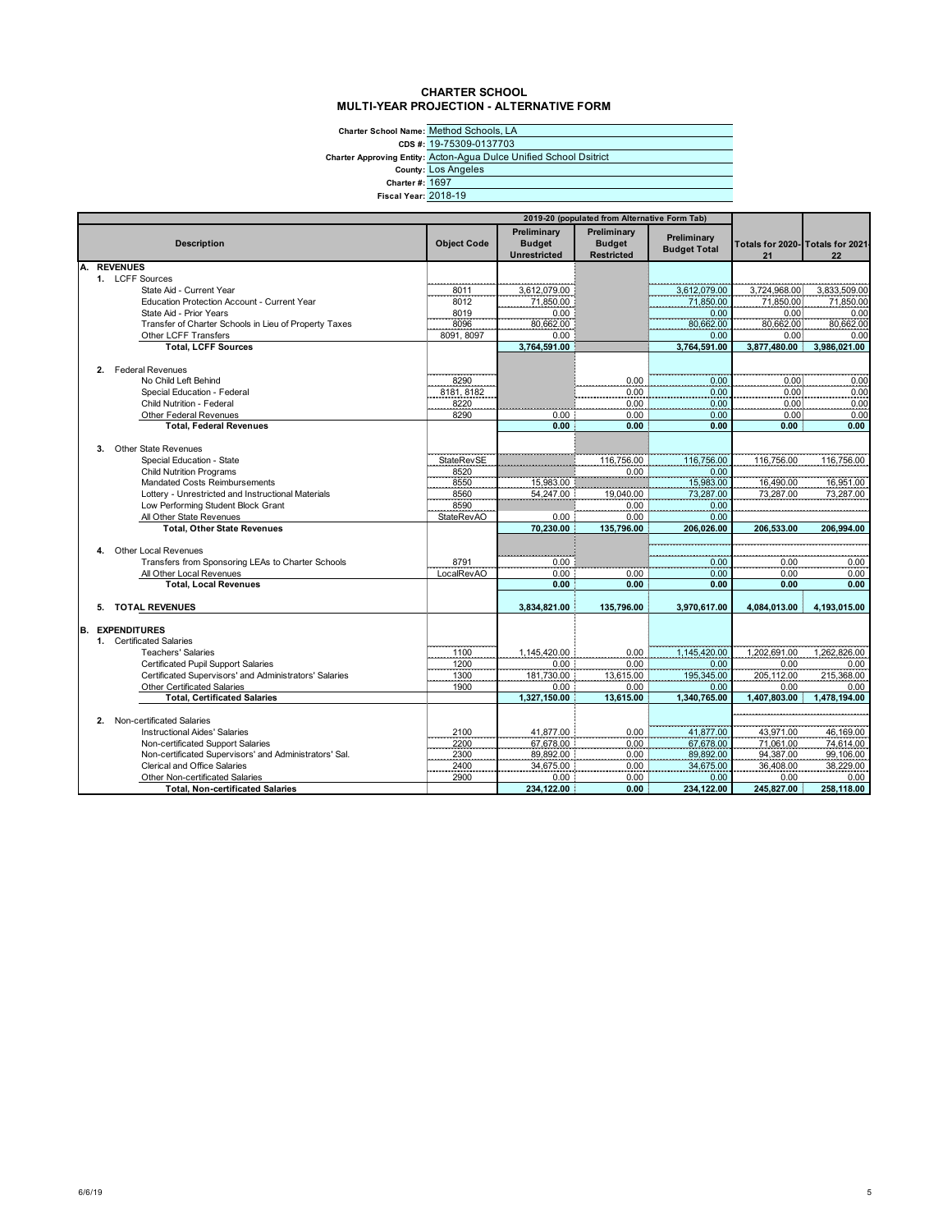# CHARTER SCHOOL
## MULTI-YEAR PROJECTION - ALTERNATIVE FORM

**Charter School Name:** Method Schools, LA
**CDS #:** 19-75309-0137703
**Charter Approving Entity:** Acton-Agua Dulce Unified School Dsitrict
**County:** Los Angeles
**Charter #:** 1697
**Fiscal Year:** 2018-19

| Description | Object Code | 2019-20 (populated from Alternative Form Tab) Preliminary Budget Unrestricted | Preliminary Budget Restricted | Preliminary Budget Total | Totals for 2020-21 | Totals for 2021-22 |
|---|---|---|---|---|---|---|
| **A. REVENUES** | | | | | | |
| 1. LCFF Sources | | | | | | |
| State Aid - Current Year | 8011 | 3,612,079.00 | | 3,612,079.00 | 3,724,968.00 | 3,833,509.00 |
| Education Protection Account - Current Year | 8012 | 71,850.00 | | 71,850.00 | 71,850.00 | 71,850.00 |
| State Aid - Prior Years | 8019 | 0.00 | | 0.00 | 0.00 | 0.00 |
| Transfer of Charter Schools in Lieu of Property Taxes | 8096 | 80,662.00 | | 80,662.00 | 80,662.00 | 80,662.00 |
| Other LCFF Transfers | 8091, 8097 | 0.00 | | 0.00 | 0.00 | 0.00 |
| **Total, LCFF Sources** | | **3,764,591.00** | | **3,764,591.00** | **3,877,480.00** | **3,986,021.00** |
| 2. Federal Revenues | | | | | | |
| No Child Left Behind | 8290 | | 0.00 | 0.00 | 0.00 | 0.00 |
| Special Education - Federal | 8181, 8182 | | 0.00 | 0.00 | 0.00 | 0.00 |
| Child Nutrition - Federal | 8220 | | 0.00 | 0.00 | 0.00 | 0.00 |
| Other Federal Revenues | 8290 | 0.00 | 0.00 | 0.00 | 0.00 | 0.00 |
| **Total, Federal Revenues** | | **0.00** | **0.00** | **0.00** | **0.00** | **0.00** |
| 3. Other State Revenues | | | | | | |
| Special Education - State | StateRevSE | | 116,756.00 | 116,756.00 | 116,756.00 | 116,756.00 |
| Child Nutrition Programs | 8520 | | 0.00 | 0.00 | | |
| Mandated Costs Reimbursements | 8550 | 15,983.00 | | 15,983.00 | 16,490.00 | 16,951.00 |
| Lottery - Unrestricted and Instructional Materials | 8560 | 54,247.00 | 19,040.00 | 73,287.00 | 73,287.00 | 73,287.00 |
| Low Performing Student Block Grant | 8590 | | 0.00 | 0.00 | | |
| All Other State Revenues | StateRevAO | 0.00 | 0.00 | 0.00 | | |
| **Total, Other State Revenues** | | **70,230.00** | **135,796.00** | **206,026.00** | **206,533.00** | **206,994.00** |
| 4. Other Local Revenues | | | | | | |
| Transfers from Sponsoring LEAs to Charter Schools | 8791 | 0.00 | | 0.00 | 0.00 | 0.00 |
| All Other Local Revenues | LocalRevAO | 0.00 | 0.00 | 0.00 | 0.00 | 0.00 |
| **Total, Local Revenues** | | **0.00** | **0.00** | **0.00** | **0.00** | **0.00** |
| **5. TOTAL REVENUES** | | **3,834,821.00** | **135,796.00** | **3,970,617.00** | **4,084,013.00** | **4,193,015.00** |
| **B. EXPENDITURES** | | | | | | |
| 1. Certificated Salaries | | | | | | |
| Teachers' Salaries | 1100 | 1,145,420.00 | 0.00 | 1,145,420.00 | 1,202,691.00 | 1,262,826.00 |
| Certificated Pupil Support Salaries | 1200 | 0.00 | 0.00 | 0.00 | 0.00 | 0.00 |
| Certificated Supervisors' and Administrators' Salaries | 1300 | 181,730.00 | 13,615.00 | 195,345.00 | 205,112.00 | 215,368.00 |
| Other Certificated Salaries | 1900 | 0.00 | 0.00 | 0.00 | 0.00 | 0.00 |
| **Total, Certificated Salaries** | | **1,327,150.00** | **13,615.00** | **1,340,765.00** | **1,407,803.00** | **1,478,194.00** |
| 2. Non-certificated Salaries | | | | | | |
| Instructional Aides' Salaries | 2100 | 41,877.00 | 0.00 | 41,877.00 | 43,971.00 | 46,169.00 |
| Non-certificated Support Salaries | 2200 | 67,678.00 | 0.00 | 67,678.00 | 71,061.00 | 74,614.00 |
| Non-certificated Supervisors' and Administrators' Sal. | 2300 | 89,892.00 | 0.00 | 89,892.00 | 94,387.00 | 99,106.00 |
| Clerical and Office Salaries | 2400 | 34,675.00 | 0.00 | 34,675.00 | 36,408.00 | 38,229.00 |
| Other Non-certificated Salaries | 2900 | 0.00 | 0.00 | 0.00 | 0.00 | 0.00 |
| **Total, Non-certificated Salaries** | | **234,122.00** | **0.00** | **234,122.00** | **245,827.00** | **258,118.00** |

6/6/19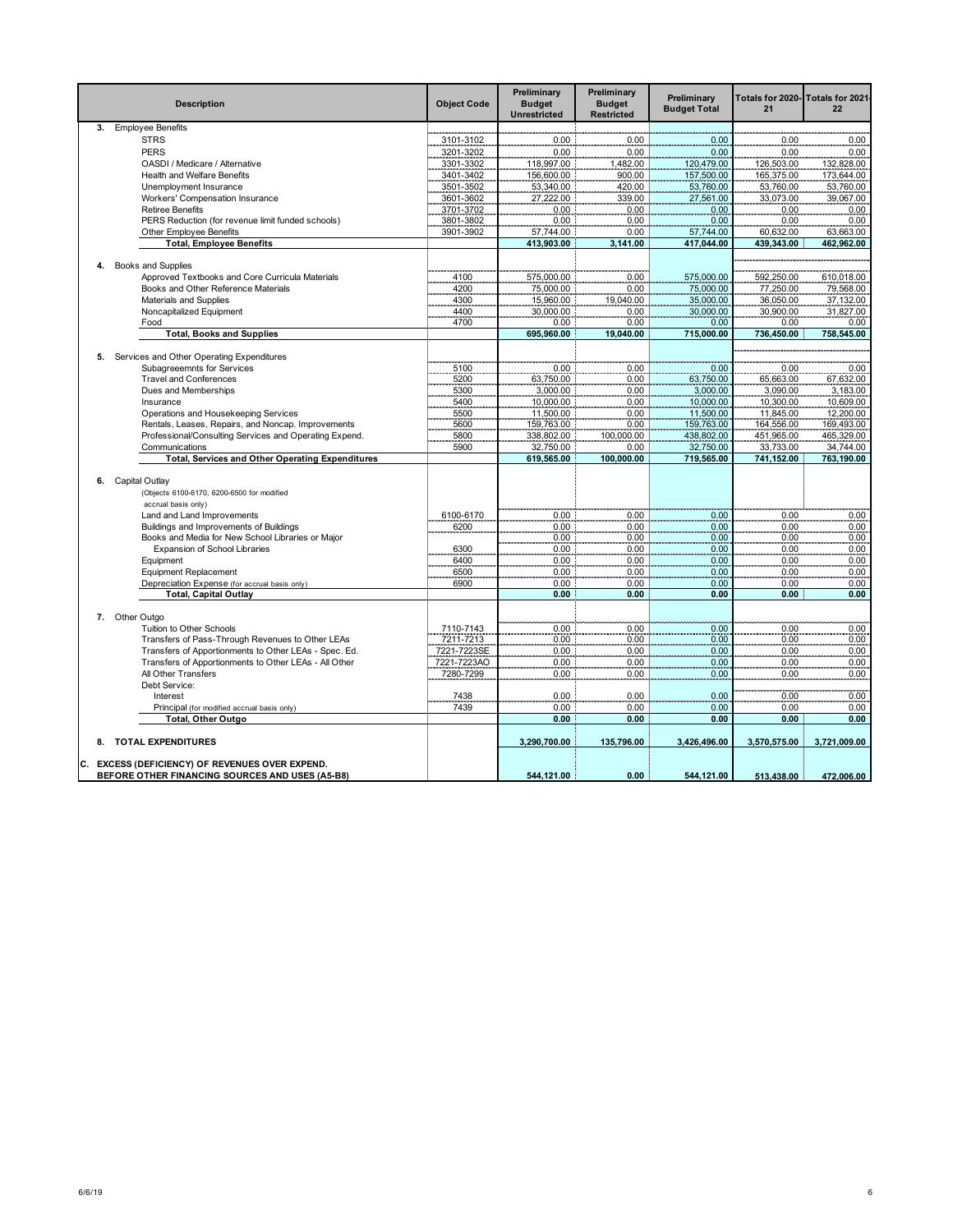| Description | Object Code | Preliminary Budget Unrestricted | Preliminary Budget Restricted | Preliminary Budget Total | Totals for 2020-21 | Totals for 2021-22 |
|---|---|---|---|---|---|---|
| **3.** Employee Benefits | | | | | | |
| STRS | 3101-3102 | 0.00 | 0.00 | 0.00 | 0.00 | 0.00 |
| PERS | 3201-3202 | 0.00 | 0.00 | 0.00 | 0.00 | 0.00 |
| OASDI / Medicare / Alternative | 3301-3302 | 118,997.00 | 1,482.00 | 120,479.00 | 126,503.00 | 132,828.00 |
| Health and Welfare Benefits | 3401-3402 | 156,600.00 | 900.00 | 157,500.00 | 165,375.00 | 173,644.00 |
| Unemployment Insurance | 3501-3502 | 53,340.00 | 420.00 | 53,760.00 | 53,760.00 | 53,760.00 |
| Workers' Compensation Insurance | 3601-3602 | 27,222.00 | 339.00 | 27,561.00 | 33,073.00 | 39,067.00 |
| Retiree Benefits | 3701-3702 | 0.00 | 0.00 | 0.00 | 0.00 | 0.00 |
| PERS Reduction (for revenue limit funded schools) | 3801-3802 | 0.00 | 0.00 | 0.00 | 0.00 | 0.00 |
| Other Employee Benefits | 3901-3902 | 57,744.00 | 0.00 | 57,744.00 | 60,632.00 | 63,663.00 |
| **Total, Employee Benefits** | | **413,903.00** | **3,141.00** | **417,044.00** | **439,343.00** | **462,962.00** |
| **4.** Books and Supplies | | | | | | |
| Approved Textbooks and Core Curricula Materials | 4100 | 575,000.00 | 0.00 | 575,000.00 | 592,250.00 | 610,018.00 |
| Books and Other Reference Materials | 4200 | 75,000.00 | 0.00 | 75,000.00 | 77,250.00 | 79,568.00 |
| Materials and Supplies | 4300 | 15,960.00 | 19,040.00 | 35,000.00 | 36,050.00 | 37,132.00 |
| Noncapitalized Equipment | 4400 | 30,000.00 | 0.00 | 30,000.00 | 30,900.00 | 31,827.00 |
| Food | 4700 | 0.00 | 0.00 | 0.00 | 0.00 | 0.00 |
| **Total, Books and Supplies** | | **695,960.00** | **19,040.00** | **715,000.00** | **736,450.00** | **758,545.00** |
| **5.** Services and Other Operating Expenditures | | | | | | |
| Subagreeemnts for Services | 5100 | 0.00 | 0.00 | 0.00 | 0.00 | 0.00 |
| Travel and Conferences | 5200 | 63,750.00 | 0.00 | 63,750.00 | 65,663.00 | 67,632.00 |
| Dues and Memberships | 5300 | 3,000.00 | 0.00 | 3,000.00 | 3,090.00 | 3,183.00 |
| Insurance | 5400 | 10,000.00 | 0.00 | 10,000.00 | 10,300.00 | 10,609.00 |
| Operations and Housekeeping Services | 5500 | 11,500.00 | 0.00 | 11,500.00 | 11,845.00 | 12,200.00 |
| Rentals, Leases, Repairs, and Noncap. Improvements | 5600 | 159,763.00 | 0.00 | 159,763.00 | 164,556.00 | 169,493.00 |
| Professional/Consulting Services and Operating Expend. | 5800 | 338,802.00 | 100,000.00 | 438,802.00 | 451,965.00 | 465,329.00 |
| Communications | 5900 | 32,750.00 | 0.00 | 32,750.00 | 33,733.00 | 34,744.00 |
| **Total, Services and Other Operating Expenditures** | | **619,565.00** | **100,000.00** | **719,565.00** | **741,152.00** | **763,190.00** |
| **6.** Capital Outlay (Objects 6100-6170, 6200-6500 for modified accrual basis only) | | | | | | |
| Land and Land Improvements | 6100-6170 | 0.00 | 0.00 | 0.00 | 0.00 | 0.00 |
| Buildings and Improvements of Buildings | 6200 | 0.00 | 0.00 | 0.00 | 0.00 | 0.00 |
| Books and Media for New School Libraries or Major | | 0.00 | 0.00 | 0.00 | 0.00 | 0.00 |
| Expansion of School Libraries | 6300 | 0.00 | 0.00 | 0.00 | 0.00 | 0.00 |
| Equipment | 6400 | 0.00 | 0.00 | 0.00 | 0.00 | 0.00 |
| Equipment Replacement | 6500 | 0.00 | 0.00 | 0.00 | 0.00 | 0.00 |
| Depreciation Expense (for accrual basis only) | 6900 | 0.00 | 0.00 | 0.00 | 0.00 | 0.00 |
| **Total, Capital Outlay** | | **0.00** | **0.00** | **0.00** | **0.00** | **0.00** |
| **7.** Other Outgo | | | | | | |
| Tuition to Other Schools | 7110-7143 | 0.00 | 0.00 | 0.00 | 0.00 | 0.00 |
| Transfers of Pass-Through Revenues to Other LEAs | 7211-7213 | 0.00 | 0.00 | 0.00 | 0.00 | 0.00 |
| Transfers of Apportionments to Other LEAs - Spec. Ed. | 7221-7223SE | 0.00 | 0.00 | 0.00 | 0.00 | 0.00 |
| Transfers of Apportionments to Other LEAs - All Other | 7221-7223AO | 0.00 | 0.00 | 0.00 | 0.00 | 0.00 |
| All Other Transfers | 7280-7299 | 0.00 | 0.00 | 0.00 | 0.00 | 0.00 |
| Debt Service: | | | | | | |
| Interest | 7438 | 0.00 | 0.00 | 0.00 | 0.00 | 0.00 |
| Principal (for modified accrual basis only) | 7439 | 0.00 | 0.00 | 0.00 | 0.00 | 0.00 |
| **Total, Other Outgo** | | **0.00** | **0.00** | **0.00** | **0.00** | **0.00** |
| **8. TOTAL EXPENDITURES** | | **3,290,700.00** | **135,796.00** | **3,426,496.00** | **3,570,575.00** | **3,721,009.00** |
| **C. EXCESS (DEFICIENCY) OF REVENUES OVER EXPEND. BEFORE OTHER FINANCING SOURCES AND USES (A5-B8)** | | **544,121.00** | **0.00** | **544,121.00** | **513,438.00** | **472,006.00** |

6/6/19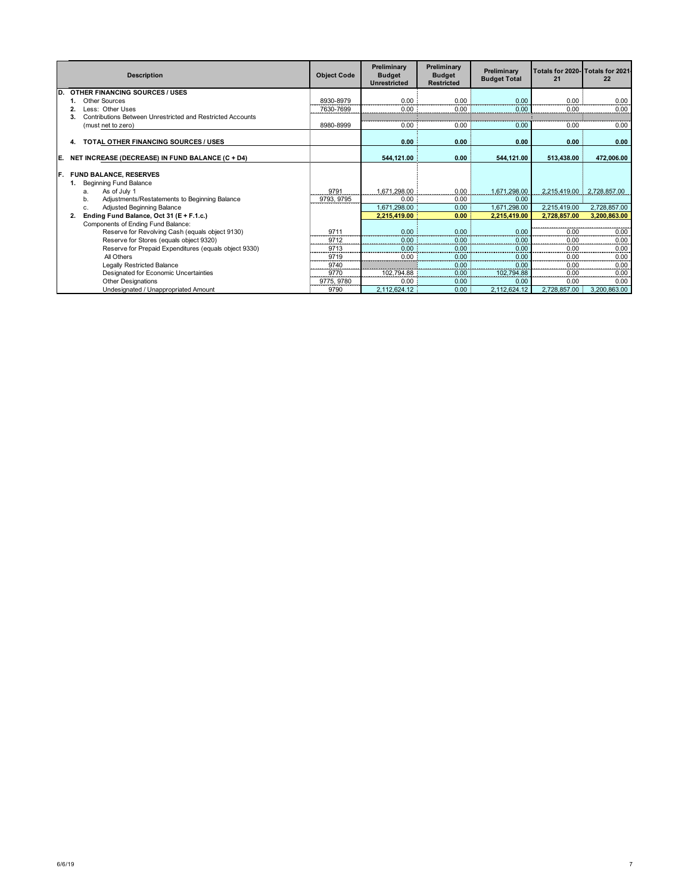| Description | Object Code | Preliminary Budget Unrestricted | Preliminary Budget Restricted | Preliminary Budget Total | Totals for 2020-21 | Totals for 2021-22 |
|---|---|---|---|---|---|---|
| **D. OTHER FINANCING SOURCES / USES** | | | | | | |
| 1. Other Sources | 8930-8979 | 0.00 | 0.00 | 0.00 | 0.00 | 0.00 |
| 2. Less: Other Uses | 7630-7699 | 0.00 | 0.00 | 0.00 | 0.00 | 0.00 |
| 3. Contributions Between Unrestricted and Restricted Accounts (must net to zero) | 8980-8999 | 0.00 | 0.00 | 0.00 | 0.00 | 0.00 |
| **4. TOTAL OTHER FINANCING SOURCES / USES** | | **0.00** | **0.00** | **0.00** | **0.00** | **0.00** |
| **E. NET INCREASE (DECREASE) IN FUND BALANCE (C + D4)** | | **544,121.00** | **0.00** | **544,121.00** | **513,438.00** | **472,006.00** |
| **F. FUND BALANCE, RESERVES** | | | | | | |
| 1. Beginning Fund Balance | | | | | | |
| a. As of July 1 | 9791 | 1,671,298.00 | 0.00 | 1,671,298.00 | 2,215,419.00 | 2,728,857.00 |
| b. Adjustments/Restatements to Beginning Balance | 9793, 9795 | 0.00 | 0.00 | 0.00 | | |
| c. Adjusted Beginning Balance | | 1,671,298.00 | 0.00 | 1,671,298.00 | 2,215,419.00 | 2,728,857.00 |
| **2. Ending Fund Balance, Oct 31 (E + F.1.c.)** | | **2,215,419.00** | **0.00** | **2,215,419.00** | **2,728,857.00** | **3,200,863.00** |
| Components of Ending Fund Balance: | | | | | | |
| Reserve for Revolving Cash (equals object 9130) | 9711 | 0.00 | 0.00 | 0.00 | 0.00 | 0.00 |
| Reserve for Stores (equals object 9320) | 9712 | 0.00 | 0.00 | 0.00 | 0.00 | 0.00 |
| Reserve for Prepaid Expenditures (equals object 9330) | 9713 | 0.00 | 0.00 | 0.00 | 0.00 | 0.00 |
| All Others | 9719 | 0.00 | 0.00 | 0.00 | 0.00 | 0.00 |
| Legally Restricted Balance | 9740 | | 0.00 | 0.00 | 0.00 | 0.00 |
| Designated for Economic Uncertainties | 9770 | 102,794.88 | 0.00 | 102,794.88 | 0.00 | 0.00 |
| Other Designations | 9775, 9780 | 0.00 | 0.00 | 0.00 | 0.00 | 0.00 |
| Undesignated / Unappropriated Amount | 9790 | 2,112,624.12 | 0.00 | 2,112,624.12 | 2,728,857.00 | 3,200,863.00 |

6/6/19